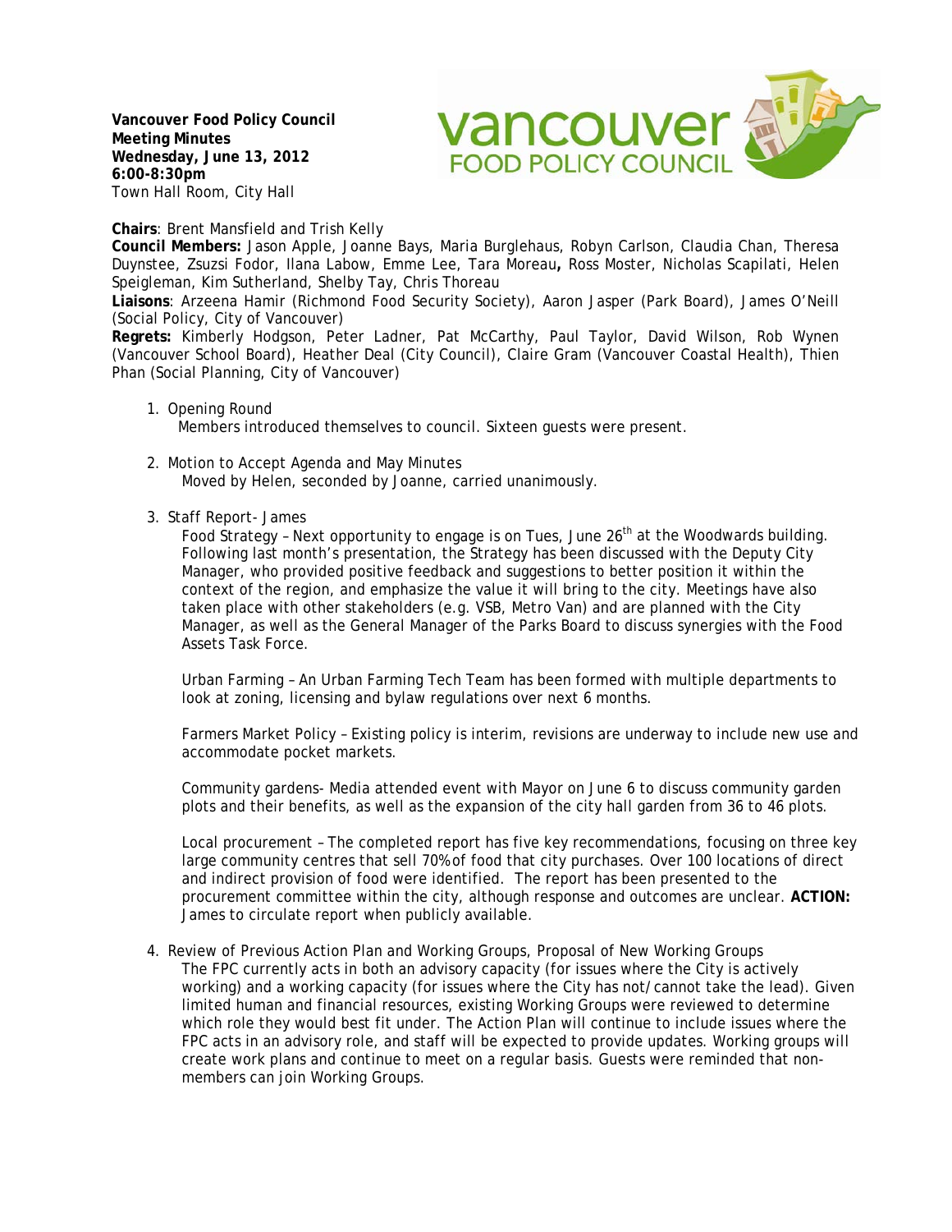**Vancouver Food Policy Council**
**Meeting Minutes**
**Wednesday, June 13, 2012**
**6:00-8:30pm**
Town Hall Room, City Hall

**Chairs**: Brent Mansfield and Trish Kelly
**Council Members:** Jason Apple, Joanne Bays, Maria Burglehaus, Robyn Carlson, Claudia Chan, Theresa Duynstee, Zsuzsi Fodor, Ilana Labow, Emme Lee, Tara Moreau**,** Ross Moster, Nicholas Scapilati, Helen Speigleman, Kim Sutherland, Shelby Tay, Chris Thoreau
**Liaisons**: Arzeena Hamir (Richmond Food Security Society), Aaron Jasper (Park Board), James O'Neill (Social Policy, City of Vancouver)
**Regrets:** Kimberly Hodgson, Peter Ladner, Pat McCarthy, Paul Taylor, David Wilson, Rob Wynen (Vancouver School Board), Heather Deal (City Council), Claire Gram (Vancouver Coastal Health), Thien Phan (Social Planning, City of Vancouver)

1. Opening Round
   Members introduced themselves to council. Sixteen guests were present.

2. Motion to Accept Agenda and May Minutes
   Moved by Helen, seconded by Joanne, carried unanimously.

3. Staff Report- James
   Food Strategy – Next opportunity to engage is on Tues, June 26th at the Woodwards building. Following last month's presentation, the Strategy has been discussed with the Deputy City Manager, who provided positive feedback and suggestions to better position it within the context of the region, and emphasize the value it will bring to the city. Meetings have also taken place with other stakeholders (e.g. VSB, Metro Van) and are planned with the City Manager, as well as the General Manager of the Parks Board to discuss synergies with the Food Assets Task Force.

   Urban Farming – An Urban Farming Tech Team has been formed with multiple departments to look at zoning, licensing and bylaw regulations over next 6 months.

   Farmers Market Policy – Existing policy is interim, revisions are underway to include new use and accommodate pocket markets.

   Community gardens- Media attended event with Mayor on June 6 to discuss community garden plots and their benefits, as well as the expansion of the city hall garden from 36 to 46 plots.

   Local procurement – The completed report has five key recommendations, focusing on three key large community centres that sell 70% of food that city purchases. Over 100 locations of direct and indirect provision of food were identified. The report has been presented to the procurement committee within the city, although response and outcomes are unclear. **ACTION:** James to circulate report when publicly available.

4. Review of Previous Action Plan and Working Groups, Proposal of New Working Groups
   The FPC currently acts in both an advisory capacity (for issues where the City is actively working) and a working capacity (for issues where the City has not/cannot take the lead). Given limited human and financial resources, existing Working Groups were reviewed to determine which role they would best fit under. The Action Plan will continue to include issues where the FPC acts in an advisory role, and staff will be expected to provide updates. Working groups will create work plans and continue to meet on a regular basis. Guests were reminded that non-members can join Working Groups.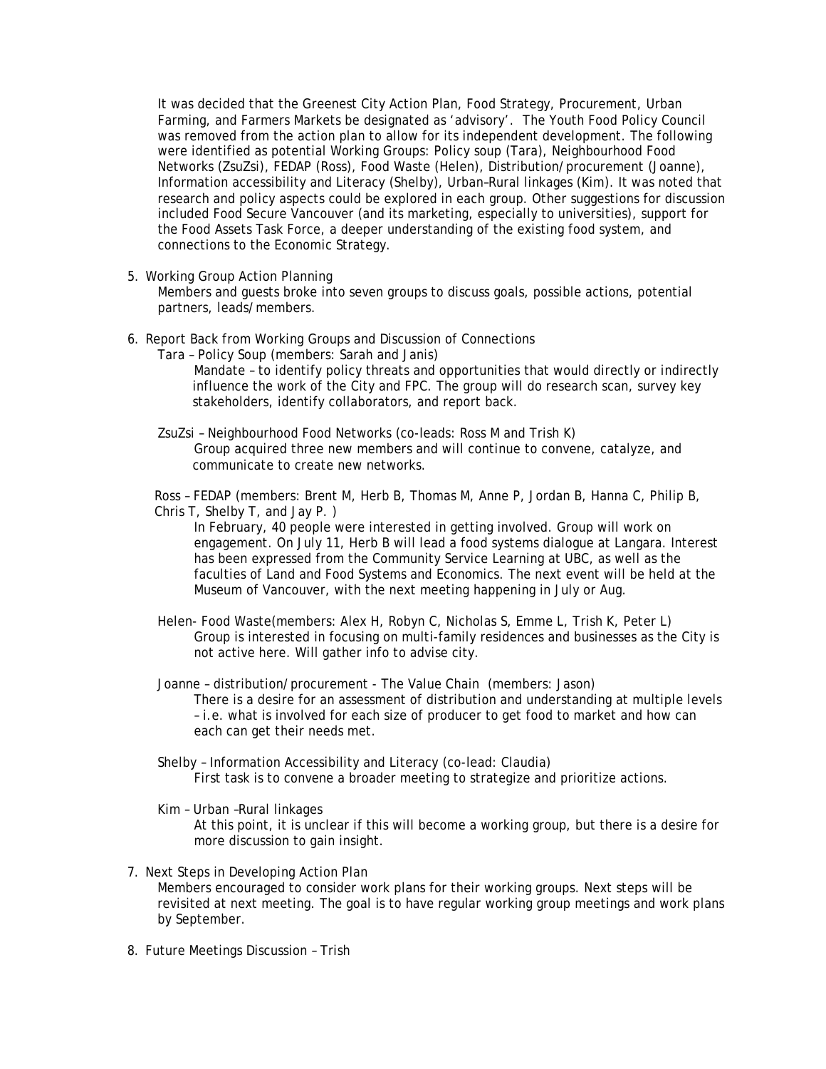It was decided that the Greenest City Action Plan, Food Strategy, Procurement, Urban Farming, and Farmers Markets be designated as 'advisory'. The Youth Food Policy Council was removed from the action plan to allow for its independent development. The following were identified as potential Working Groups: Policy soup (Tara), Neighbourhood Food Networks (ZsuZsi), FEDAP (Ross), Food Waste (Helen), Distribution/procurement (Joanne), Information accessibility and Literacy (Shelby), Urban–Rural linkages (Kim). It was noted that research and policy aspects could be explored in each group. Other suggestions for discussion included Food Secure Vancouver (and its marketing, especially to universities), support for the Food Assets Task Force, a deeper understanding of the existing food system, and connections to the Economic Strategy.

5. Working Group Action Planning

   Members and guests broke into seven groups to discuss goals, possible actions, potential partners, leads/members.

6. Report Back from Working Groups and Discussion of Connections

   Tara – Policy Soup (members: Sarah and Janis)

   Mandate – to identify policy threats and opportunities that would directly or indirectly influence the work of the City and FPC. The group will do research scan, survey key stakeholders, identify collaborators, and report back.

   ZsuZsi – Neighbourhood Food Networks (co-leads: Ross M and Trish K)

   Group acquired three new members and will continue to convene, catalyze, and communicate to create new networks.

   Ross – FEDAP (members: Brent M, Herb B, Thomas M, Anne P, Jordan B, Hanna C, Philip B, Chris T, Shelby T, and Jay P. )

   In February, 40 people were interested in getting involved. Group will work on engagement. On July 11, Herb B will lead a food systems dialogue at Langara. Interest has been expressed from the Community Service Learning at UBC, as well as the faculties of Land and Food Systems and Economics. The next event will be held at the Museum of Vancouver, with the next meeting happening in July or Aug.

   Helen- Food Waste(members: Alex H, Robyn C, Nicholas S, Emme L, Trish K, Peter L)

   Group is interested in focusing on multi-family residences and businesses as the City is not active here. Will gather info to advise city.

   Joanne – distribution/procurement - The Value Chain (members: Jason)

   There is a desire for an assessment of distribution and understanding at multiple levels – i.e. what is involved for each size of producer to get food to market and how can each can get their needs met.

   Shelby – Information Accessibility and Literacy (co-lead: Claudia)

   First task is to convene a broader meeting to strategize and prioritize actions.

   Kim – Urban –Rural linkages

   At this point, it is unclear if this will become a working group, but there is a desire for more discussion to gain insight.

7. Next Steps in Developing Action Plan

   Members encouraged to consider work plans for their working groups. Next steps will be revisited at next meeting. The goal is to have regular working group meetings and work plans by September.

8. Future Meetings Discussion – Trish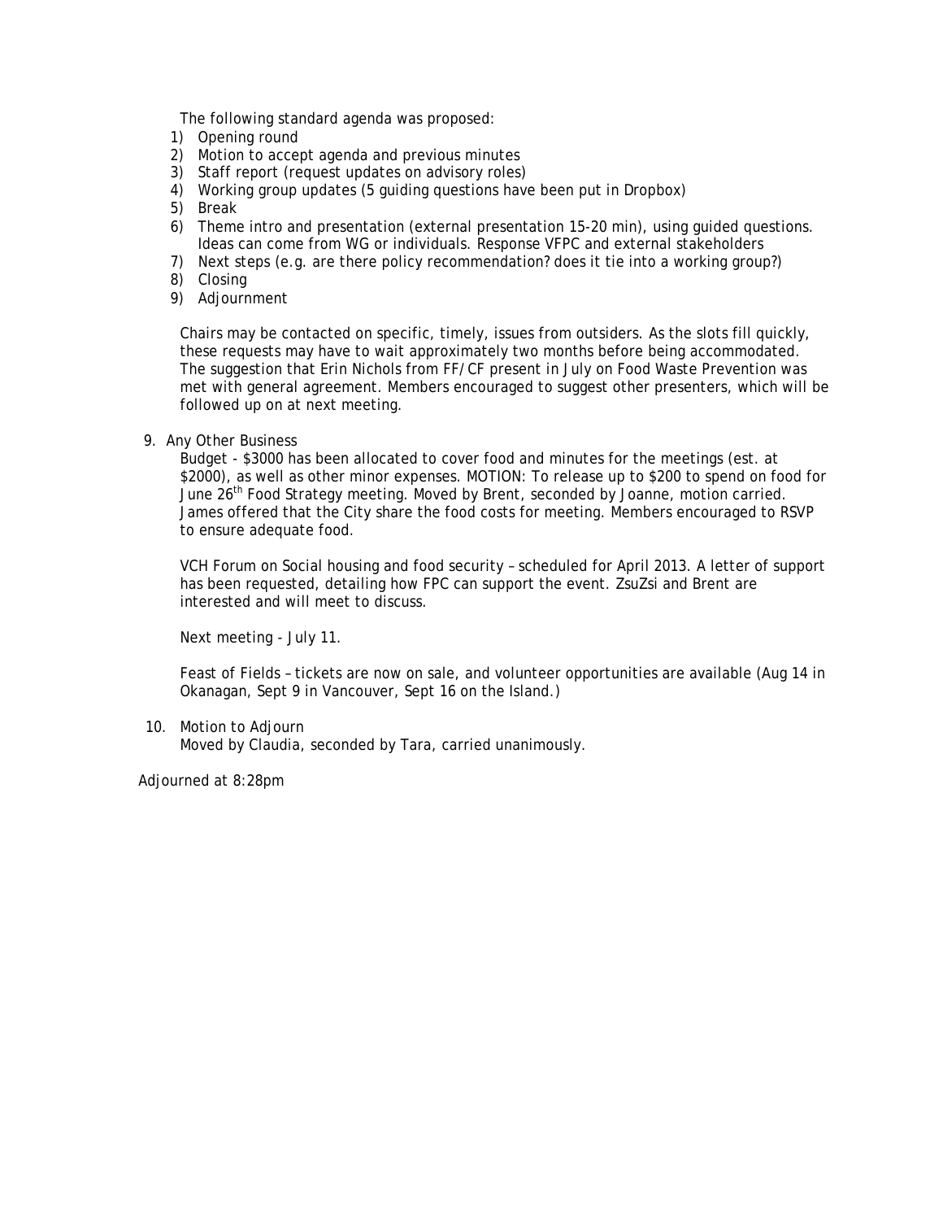The following standard agenda was proposed:

1) Opening round
2) Motion to accept agenda and previous minutes
3) Staff report (request updates on advisory roles)
4) Working group updates (5 guiding questions have been put in Dropbox)
5) Break
6) Theme intro and presentation (external presentation 15-20 min), using guided questions. Ideas can come from WG or individuals. Response VFPC and external stakeholders
7) Next steps (e.g. are there policy recommendation? does it tie into a working group?)
8) Closing
9) Adjournment

Chairs may be contacted on specific, timely, issues from outsiders. As the slots fill quickly, these requests may have to wait approximately two months before being accommodated. The suggestion that Erin Nichols from FF/CF present in July on Food Waste Prevention was met with general agreement. Members encouraged to suggest other presenters, which will be followed up on at next meeting.

9. Any Other Business

Budget - $3000 has been allocated to cover food and minutes for the meetings (est. at $2000), as well as other minor expenses. MOTION: To release up to $200 to spend on food for June 26th Food Strategy meeting. Moved by Brent, seconded by Joanne, motion carried. James offered that the City share the food costs for meeting. Members encouraged to RSVP to ensure adequate food.

VCH Forum on Social housing and food security – scheduled for April 2013. A letter of support has been requested, detailing how FPC can support the event. ZsuZsi and Brent are interested and will meet to discuss.

Next meeting - July 11.

Feast of Fields – tickets are now on sale, and volunteer opportunities are available (Aug 14 in Okanagan, Sept 9 in Vancouver, Sept 16 on the Island.)

10. Motion to Adjourn

Moved by Claudia, seconded by Tara, carried unanimously.

Adjourned at 8:28pm